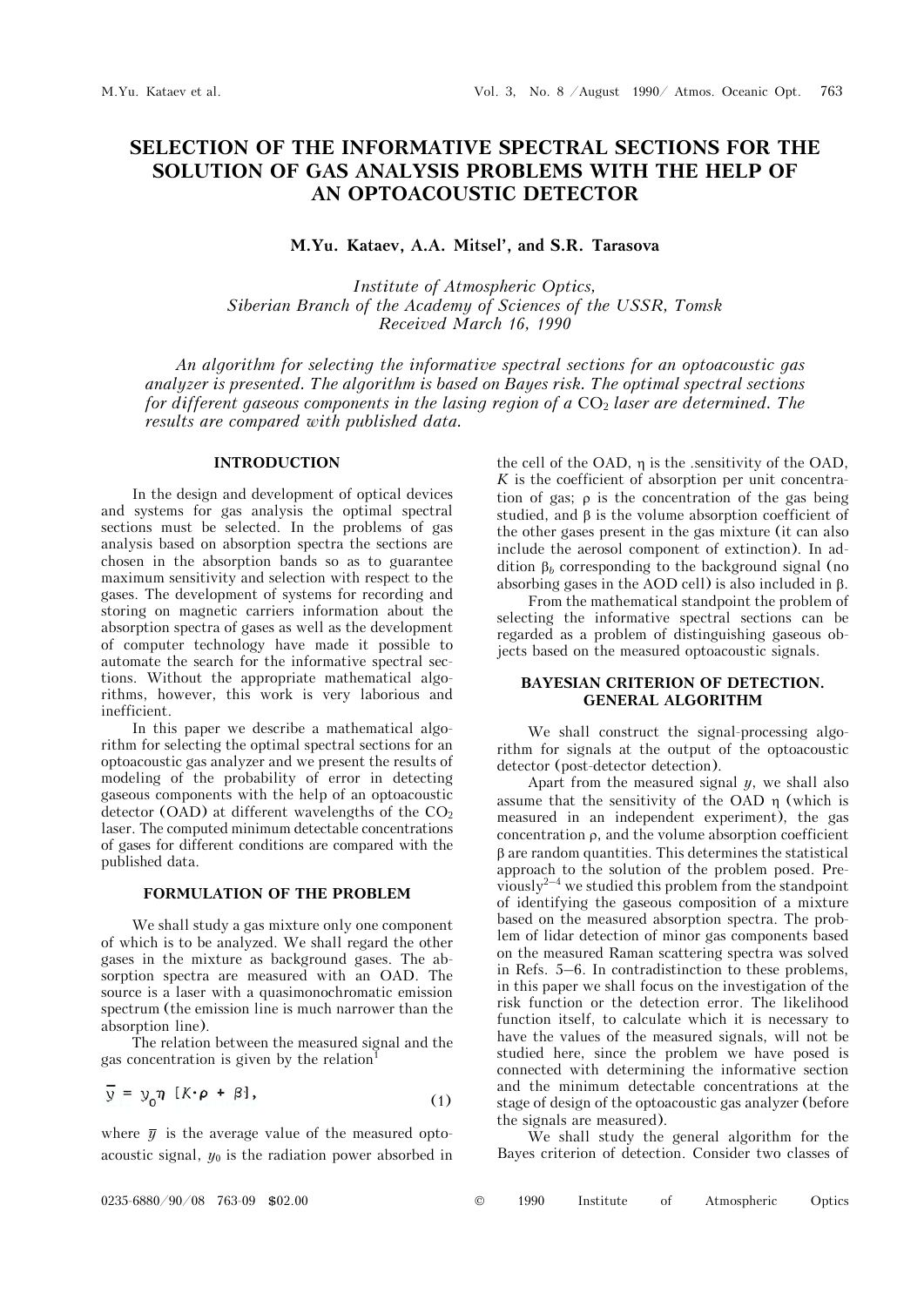# SELECTION OF THE INFORMATIVE SPECTRAL SECTIONS FOR THE SOLUTION OF GAS ANALYSIS PROBLEMS WITH THE HELP OF AN OPTOACOUSTIC DETECTOR

**M.Yu. Kataev, A.A. Mitsel', and S.R. Tarasova**

*Institute of Atmospheric Optics,*
*Siberian Branch of the Academy of Sciences of the USSR, Tomsk*
*Received March 16, 1990*

*An algorithm for selecting the informative spectral sections for an optoacoustic gas analyzer is presented. The algorithm is based on Bayes risk. The optimal spectral sections for different gaseous components in the lasing region of a* $CO_2$ *laser are determined. The results are compared with published data.*

## INTRODUCTION

In the design and development of optical devices and systems for gas analysis the optimal spectral sections must be selected. In the problems of gas analysis based on absorption spectra the sections are chosen in the absorption bands so as to guarantee maximum sensitivity and selection with respect to the gases. The development of systems for recording and storing on magnetic carriers information about the absorption spectra of gases as well as the development of computer technology have made it possible to automate the search for the informative spectral sections. Without the appropriate mathematical algorithms, however, this work is very laborious and inefficient.

In this paper we describe a mathematical algorithm for selecting the optimal spectral sections for an optoacoustic gas analyzer and we present the results of modeling of the probability of error in detecting gaseous components with the help of an optoacoustic detector (OAD) at different wavelengths of the $CO_2$ laser. The computed minimum detectable concentrations of gases for different conditions are compared with the published data.

## FORMULATION OF THE PROBLEM

We shall study a gas mixture only one component of which is to be analyzed. We shall regard the other gases in the mixture as background gases. The absorption spectra are measured with an OAD. The source is a laser with a quasimonochromatic emission spectrum (the emission line is much narrower than the absorption line).

The relation between the measured signal and the gas concentration is given by the relation[1]

$$\bar{y} = y_0 \eta \; [K \cdot \rho + \beta], \tag{1}$$

where $\bar{y}$ is the average value of the measured optoacoustic signal, $y_0$ is the radiation power absorbed in the cell of the OAD, $\eta$ is the .sensitivity of the OAD, $K$ is the coefficient of absorption per unit concentration of gas; $\rho$ is the concentration of the gas being studied, and $\beta$ is the volume absorption coefficient of the other gases present in the gas mixture (it can also include the aerosol component of extinction). In addition $\beta_b$ corresponding to the background signal (no absorbing gases in the AOD cell) is also included in $\beta$.

From the mathematical standpoint the problem of selecting the informative spectral sections can be regarded as a problem of distinguishing gaseous objects based on the measured optoacoustic signals.

## BAYESIAN CRITERION OF DETECTION. GENERAL ALGORITHM

We shall construct the signal-processing algorithm for signals at the output of the optoacoustic detector (post-detector detection).

Apart from the measured signal $y$, we shall also assume that the sensitivity of the OAD $\eta$ (which is measured in an independent experiment), the gas concentration $\rho$, and the volume absorption coefficient $\beta$ are random quantities. This determines the statistical approach to the solution of the problem posed. Previously[2–4] we studied this problem from the standpoint of identifying the gaseous composition of a mixture based on the measured absorption spectra. The problem of lidar detection of minor gas components based on the measured Raman scattering spectra was solved in Refs. 5–6. In contradistinction to these problems, in this paper we shall focus on the investigation of the risk function or the detection error. The likelihood function itself, to calculate which it is necessary to have the values of the measured signals, will not be studied here, since the problem we have posed is connected with determining the informative section and the minimum detectable concentrations at the stage of design of the optoacoustic gas analyzer (before the signals are measured).

We shall study the general algorithm for the Bayes criterion of detection. Consider two classes of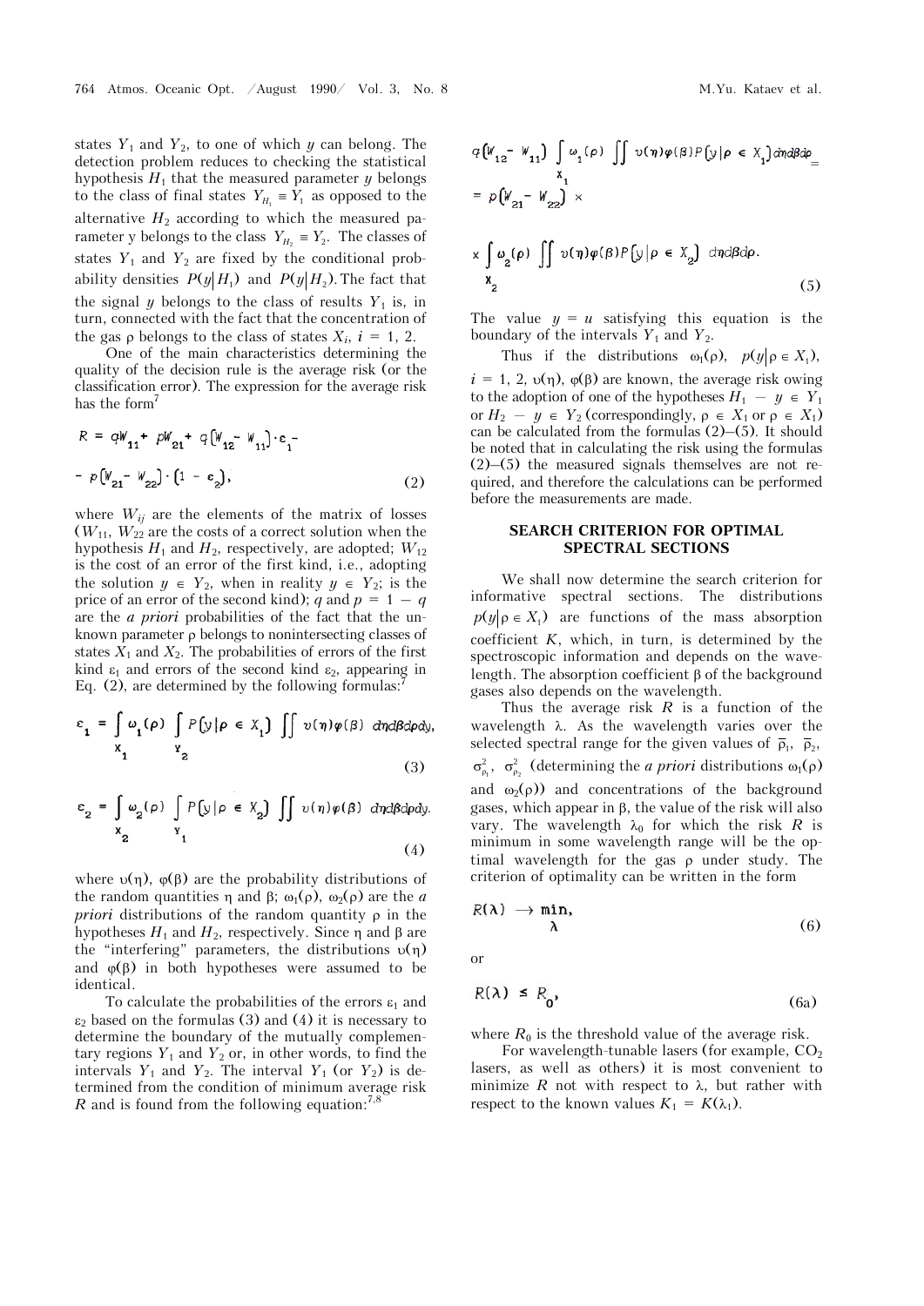states $Y_1$ and $Y_2$, to one of which $y$ can belong. The detection problem reduces to checking the statistical hypothesis $H_1$ that the measured parameter $y$ belongs to the class of final states $Y_{H_1} \equiv Y_1$ as opposed to the alternative $H_2$ according to which the measured parameter y belongs to the class $Y_{H_2} \equiv Y_2$. The classes of states $Y_1$ and $Y_2$ are fixed by the conditional probability densities $P(y|H_1)$ and $P(y|H_2)$. The fact that the signal $y$ belongs to the class of results $Y_1$ is, in turn, connected with the fact that the concentration of the gas $\rho$ belongs to the class of states $X_i$, $i$ = 1, 2.

One of the main characteristics determining the quality of the decision rule is the average risk (or the classification error). The expression for the average risk has the form[7]

$$R = qW_{11} + pW_{21} + q\left(W_{12} - W_{11}\right)\cdot\varepsilon_1 - p\left(W_{21} - W_{22}\right)\cdot\left(1 - \varepsilon_2\right), \tag{2}$$

where $W_{ij}$ are the elements of the matrix of losses ($W_{11}$, $W_{22}$ are the costs of a correct solution when the hypothesis $H_1$ and $H_2$, respectively, are adopted; $W_{12}$ is the cost of an error of the first kind, i.e., adopting the solution $y \in Y_2$, when in reality $y \in Y_2$; is the price of an error of the second kind); $q$ and $p = 1 - q$ are the *a priori* probabilities of the fact that the unknown parameter $\rho$ belongs to nonintersecting classes of states $X_1$ and $X_2$. The probabilities of errors of the first kind $\varepsilon_1$ and errors of the second kind $\varepsilon_2$, appearing in Eq. (2), are determined by the following formulas:[7]

$$\varepsilon_1 = \int\limits_{X_1} \omega_1(\rho) \int\limits_{Y_2} P\left(y|\rho \in X_1\right) \iint \upsilon(\eta)\varphi(\beta)\, d\eta d\beta d\rho dy, \tag{3}$$

$$\varepsilon_2 = \int\limits_{X_2} \omega_2(\rho) \int\limits_{Y_1} P\left(y|\rho \in X_2\right) \iint \upsilon(\eta)\varphi(\beta)\, d\eta d\beta d\rho dy. \tag{4}$$

where $\upsilon(\eta)$, $\varphi(\beta)$ are the probability distributions of the random quantities $\eta$ and $\beta$; $\omega_1(\rho)$, $\omega_2(\rho)$ are the *a priori* distributions of the random quantity $\rho$ in the hypotheses $H_1$ and $H_2$, respectively. Since $\eta$ and $\beta$ are the "interfering" parameters, the distributions $\upsilon(\eta)$ and $\varphi(\beta)$ in both hypotheses were assumed to be identical.

To calculate the probabilities of the errors $\varepsilon_1$ and $\varepsilon_2$ based on the formulas (3) and (4) it is necessary to determine the boundary of the mutually complementary regions $Y_1$ and $Y_2$ or, in other words, to find the intervals $Y_1$ and $Y_2$. The interval $Y_1$ (or $Y_2$) is determined from the condition of minimum average risk $R$ and is found from the following equation:[7,8]

$$q\left(W_{12} - W_{11}\right) \int\limits_{X_1} \omega_1(\rho) \iint \upsilon(\eta)\varphi(\beta)P\left(y|\rho \in X_1\right) d\eta d\beta d\rho = p\left(W_{21} - W_{22}\right) \times \int\limits_{X_2} \omega_2(\rho) \iint \upsilon(\eta)\varphi(\beta)P\left(y|\rho \in X_2\right) d\eta d\beta d\rho. \tag{5}$$

The value $y = u$ satisfying this equation is the boundary of the intervals $Y_1$ and $Y_2$.

Thus if the distributions $\omega_1(\rho)$, $p(y|\rho \in X_1)$, $i$ = 1, 2, $\upsilon(\eta)$, $\varphi(\beta)$ are known, the average risk owing to the adoption of one of the hypotheses $H_1$ — $y \in Y_1$ or $H_2$ — $y \in Y_2$ (correspondingly, $\rho \in X_1$ or $\rho \in X_1$) can be calculated from the formulas (2)–(5). It should be noted that in calculating the risk using the formulas (2)–(5) the measured signals themselves are not required, and therefore the calculations can be performed before the measurements are made.

## SEARCH CRITERION FOR OPTIMAL SPECTRAL SECTIONS

We shall now determine the search criterion for informative spectral sections. The distributions $p(y|\rho \in X_1)$ are functions of the mass absorption coefficient $K$, which, in turn, is determined by the spectroscopic information and depends on the wavelength. The absorption coefficient $\beta$ of the background gases also depends on the wavelength.

Thus the average risk $R$ is a function of the wavelength $\lambda$. As the wavelength varies over the selected spectral range for the given values of $\bar{\rho}_1$, $\bar{\rho}_2$, $\sigma^2_{\rho_1}$, $\sigma^2_{\rho_2}$ (determining the *a priori* distributions $\omega_1(\rho)$ and $\omega_2(\rho)$) and concentrations of the background gases, which appear in $\beta$, the value of the risk will also vary. The wavelength $\lambda_0$ for which the risk $R$ is minimum in some wavelength range will be the optimal wavelength for the gas $\rho$ under study. The criterion of optimality can be written in the form

$$R(\lambda) \to \min_{\lambda}, \tag{6}$$

or

$$R(\lambda) \le R_0, \tag{6a}$$

where $R_0$ is the threshold value of the average risk.

For wavelength-tunable lasers (for example, $CO_2$ lasers, as well as others) it is most convenient to minimize $R$ not with respect to $\lambda$, but rather with respect to the known values $K_1 = K(\lambda_1)$.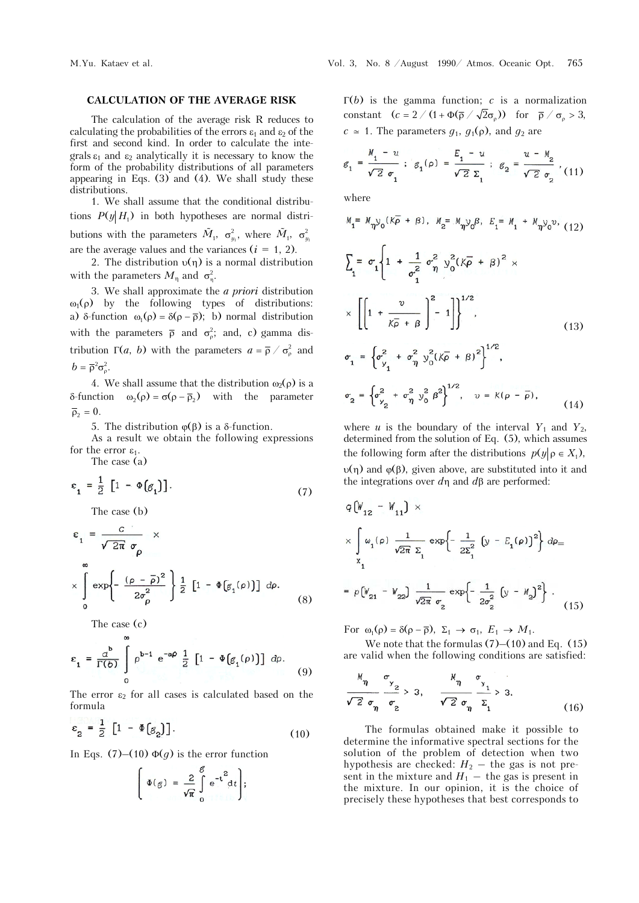## CALCULATION OF THE AVERAGE RISK

The calculation of the average risk R reduces to calculating the probabilities of the errors $\varepsilon_1$ and $\varepsilon_2$ of the first and second kind. In order to calculate the integrals $\varepsilon_1$ and $\varepsilon_2$ analytically it is necessary to know the form of the probability distributions of all parameters appearing in Eqs. (3) and (4). We shall study these distributions.

1. We shall assume that the conditional distributions $P(y|H_i)$ in both hypotheses are normal distributions with the parameters $\bar{M}_i$, $\sigma^2_{y_i}$, where $\bar{M}_i$, $\sigma^2_{y_i}$ are the average values and the variances ($i$ = 1, 2).

2. The distribution $\upsilon(\eta)$ is a normal distribution with the parameters $M_\eta$ and $\sigma^2_\eta$.

3. We shall approximate the *a priori* distribution $\omega_1(\rho)$ by the following types of distributions: a) $\delta$-function $\omega_1(\rho) = \delta(\rho - \bar{\rho})$; b) normal distribution with the parameters $\bar{\rho}$ and $\sigma^2_\rho$; and, c) gamma distribution $\Gamma(a, b)$ with the parameters $a = \bar{\rho} / \sigma^2_\rho$ and $b = \bar{\rho}^2 \sigma^2_\rho$.

4. We shall assume that the distribution $\omega_2(\rho)$ is a $\delta$-function $\omega_2(\rho) = \sigma(\rho - \bar{\rho}_2)$ with the parameter $\bar{\rho}_2 = 0$.

5. The distribution $\varphi(\beta)$ is a $\delta$-function.

As a result we obtain the following expressions for the error $\varepsilon_1$.

The case (a)

$$\varepsilon_1 = \frac{1}{2}\left[1 - \Phi(g_1)\right]. \tag{7}$$

The case (b)

$$\varepsilon_1 = \frac{c}{\sqrt{2\pi}\,\sigma_\rho} \times \int\limits_0^\infty \exp\left\{-\frac{(\rho - \bar{\rho})^2}{2\sigma^2_\rho}\right\} \frac{1}{2}\left[1 - \Phi\left(g_1(\rho)\right)\right] d\rho. \tag{8}$$

The case (c)

$$\varepsilon_1 = \frac{a^b}{\Gamma(b)} \int\limits_0^\infty \rho^{b-1}\, e^{-a\rho}\, \frac{1}{2}\left[1 - \Phi\left(g_1(\rho)\right)\right] d\rho. \tag{9}$$

The error $\varepsilon_2$ for all cases is calculated based on the formula

$$\varepsilon_2 = \frac{1}{2}\left[1 - \Phi(g_2)\right]. \tag{10}$$

In Eqs. (7)–(10) $\Phi(g)$ is the error function

$$\left[\Phi(g) = \frac{2}{\sqrt{\pi}} \int\limits_0^g e^{-t^2} dt\right];$$

$\Gamma(b)$ is the gamma function; $c$ is a normalization constant $(c = 2 / (1 + \Phi(\bar{\rho} / \sqrt{2}\sigma_\rho))$ for $\bar{\rho} / \sigma_\rho > 3$, $c \simeq 1$. The parameters $g_1$, $g_1(\rho)$, and $g_2$ are

$$g_1 = \frac{M_1 - u}{\sqrt{2}\,\sigma_1}\ ;\ g_1(\rho) = \frac{E_1 - u}{\sqrt{2}\,\Sigma_1}\ ;\ g_2 = \frac{u - M_2}{\sqrt{2}\,\sigma_2}, \tag{11}$$

where

$$M_1 = M_\eta y_0 (K\bar{\rho} + \beta),\ M_2 = M_\eta y_0 \beta,\ E_1 = M_1 + M_\eta y_0 v, \tag{12}$$

$$\Sigma_1 = \sigma_1 \left\{1 + \frac{1}{\sigma_1^2} \sigma^2_\eta\, y_0^2 (K\bar{\rho} + \beta)^2 \times \left[\left[1 + \frac{v}{K\bar{\rho} + \beta}\right]^2 - 1\right]\right\}^{1/2}, \tag{13}$$

$$\sigma_1 = \left\{\sigma^2_{y_1} + \sigma^2_\eta\, y_0^2 (K\bar{\rho} + \beta)^2\right\}^{1/2},$$

$$\sigma_2 = \left\{\sigma^2_{y_2} + \sigma^2_\eta\, y_0^2 \beta^2\right\}^{1/2},\quad v = K(\rho - \bar{\rho}), \tag{14}$$

where $u$ is the boundary of the interval $Y_1$ and $Y_2$, determined from the solution of Eq. (5), which assumes the following form after the distributions $p(y|\rho \in X_1)$, $\upsilon(\eta)$ and $\varphi(\beta)$, given above, are substituted into it and the integrations over $d\eta$ and $d\beta$ are performed:

$$q\left(W_{12} - W_{11}\right) \times \int\limits_{X_1} \omega_1(\rho)\, \frac{1}{\sqrt{2\pi}\,\Sigma_1} \exp\left\{-\frac{1}{2\Sigma_1^2}\left(y - E_1(\rho)\right)^2\right\} d\rho = p\left(W_{21} - W_{22}\right) \frac{1}{\sqrt{2\pi}\,\sigma_2} \exp\left\{-\frac{1}{2\sigma_2^2}\left(y - M_2\right)^2\right\}. \tag{15}$$

For $\omega_1(\rho) = \delta(\rho - \bar{\rho})$, $\Sigma_1 \to \sigma_1$, $E_1 \to M_1$.

We note that the formulas (7)–(10) and Eq. (15) are valid when the following conditions are satisfied:

$$\frac{M_\eta}{\sqrt{2}\,\sigma_\eta} \frac{\sigma_{y_2}}{\sigma_2} > 3,\qquad \frac{M_\eta}{\sqrt{2}\,\sigma_\eta} \frac{\sigma_{y_1}}{\Sigma_1} > 3. \tag{16}$$

The formulas obtained make it possible to determine the informative spectral sections for the solution of the problem of detection when two hypothesis are checked: $H_2$ – the gas is not present in the mixture and $H_1$ – the gas is present in the mixture. In our opinion, it is the choice of precisely these hypotheses that best corresponds to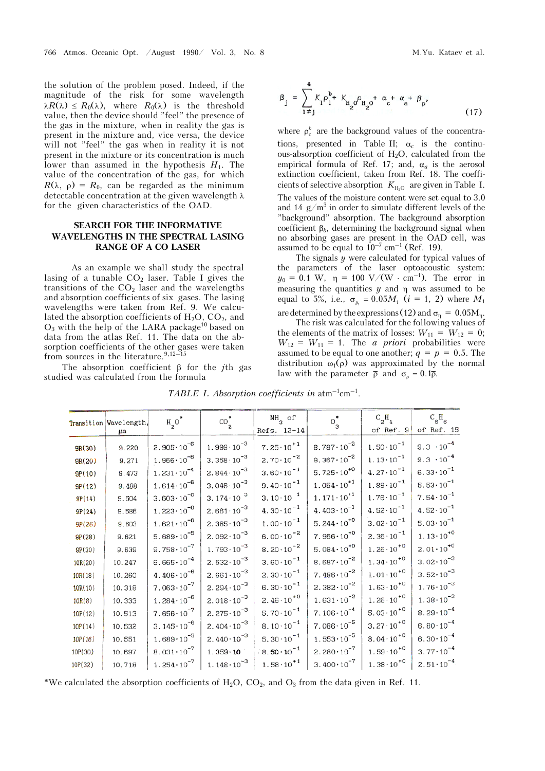the solution of the problem posed. Indeed, if the magnitude of the risk for some wavelength $\lambda R(\lambda) \le R_0(\lambda)$, where $R_0(\lambda)$ is the threshold value, then the device should "feel" the presence of the gas in the mixture, when in reality the gas is present in the mixture and, vice versa, the device will not "feel" the gas when in reality it is not present in the mixture or its concentration is much lower than assumed in the hypothesis $H_1$. The value of the concentration of the gas, for which $R(\lambda, \rho) = R_0$, can be regarded as the minimum detectable concentration at the given wavelength $\lambda$ for the given characteristics of the OAD.

## SEARCH FOR THE INFORMATIVE WAVELENGTHS IN THE SPECTRAL LASING RANGE OF A CO LASER

As an example we shall study the spectral lasing of a tunable $CO_2$ laser. Table I gives the transitions of the $CO_2$ laser and the wavelengths and absorption coefficients of six gases. The lasing wavelengths were taken from Ref. 9. We calculated the absorption coefficients of $H_2O$, $CO_2$, and $O_3$ with the help of the LARA package[10] based on data from the atlas Ref. 11. The data on the absorption coefficients of the other gases were taken from sources in the literature.[9,12–15]

The absorption coefficient $\beta$ for the $j$th gas studied was calculated from the formula

$$\beta_j = \sum_{1 \ne j}^{4} K_1 \rho_1^{b} + K_{H_2O}\rho_{H_2O} + \alpha_c + \alpha_a + \beta_p, \tag{17}$$

where $\rho_c^b$ are the background values of the concentrations, presented in Table II; $\alpha_c$ is the continuous-absorption coefficient of $H_2O$, calculated from the empirical formula of Ref. 17; and, $\alpha_a$ is the aerosol extinction coefficient, taken from Ref. 18. The coefficients of selective absorption $K_{H_2O}$ are given in Table I. The values of the moisture content were set equal to 3.0 and 14 g/m$^3$ in order to simulate different levels of the "background" absorption. The background absorption coefficient $\beta_b$, determining the background signal when no absorbing gases are present in the OAD cell, was assumed to be equal to $10^{-7}$ cm$^{-1}$ (Ref. 19).

The signals $y$ were calculated for typical values of the parameters of the laser optoacoustic system: $y_0 = 0.1$ W, $\eta = 100$ V/(W · cm$^{-1}$). The error in measuring the quantities $y$ and $\eta$ was assumed to be equal to 5%, i.e., $\sigma_{y_i} = 0.05M_i$ ($i$ = 1, 2) where $M_1$ are determined by the expressions (12) and $\sigma_\eta = 0.05M_\eta$.

The risk was calculated for the following values of the elements of the matrix of losses: $W_{11} = W_{12} = 0$; $W_{12} = W_{11} = 1$. The *a priori* probabilities were assumed to be equal to one another; $q = p = 0.5$. The distribution $\omega_1(\rho)$ was approximated by the normal law with the parameter $\bar{\rho}$ and $\sigma_\rho = 0.1\bar{\rho}$.

*TABLE I. Absorption coefficients in* atm$^{-1}$cm$^{-1}$.

| Transition | Wavelength, μm | $H_2O$* | $CO_2$* | $NH_3$ of Refs. 12–14 | $O_3$* | $C_2H_4$ of Ref. 9 | $C_6H_6$ of Ref. 15 |
|---|---|---|---|---|---|---|---|
| 9R(30) | 9.220 | $2.905 \cdot 10^{-6}$ | $1.999 \cdot 10^{-3}$ | $7.25 \cdot 10^{+1}$ | $8.787 \cdot 10^{-2}$ | $1.50 \cdot 10^{-1}$ | $9.3 \cdot 10^{-4}$ |
| 9R(20) | 9.271 | $1.966 \cdot 10^{-6}$ | $3.358 \cdot 10^{-3}$ | $2.70 \cdot 10^{-2}$ | $9.367 \cdot 10^{-2}$ | $1.13 \cdot 10^{-1}$ | $9.3 \cdot 10^{-4}$ |
| 9P(10) | 9.473 | $1.231 \cdot 10^{-4}$ | $2.844 \cdot 10^{-3}$ | $3.60 \cdot 10^{-1}$ | $5.725 \cdot 10^{+0}$ | $4.27 \cdot 10^{-1}$ | $6.33 \cdot 10^{-1}$ |
| 9P(12) | 9.488 | $1.614 \cdot 10^{-6}$ | $3.046 \cdot 10^{-3}$ | $9.40 \cdot 10^{-1}$ | $1.054 \cdot 10^{+1}$ | $1.88 \cdot 10^{-1}$ | $5.53 \cdot 10^{-1}$ |
| 9P(14) | 9.504 | $3.603 \cdot 10^{-6}$ | $3.174 \cdot 10^{-3}$ | $3.10 \cdot 10^{-1}$ | $1.171 \cdot 10^{+1}$ | $1.76 \cdot 10^{-1}$ | $7.54 \cdot 10^{-1}$ |
| 9P(24) | 9.586 | $1.223 \cdot 10^{-6}$ | $2.661 \cdot 10^{-3}$ | $4.30 \cdot 10^{-1}$ | $4.403 \cdot 10^{-1}$ | $4.52 \cdot 10^{-1}$ | $4.52 \cdot 10^{-1}$ |
| 9P(26) | 9.603 | $1.621 \cdot 10^{-6}$ | $2.385 \cdot 10^{-3}$ | $1.00 \cdot 10^{-1}$ | $5.244 \cdot 10^{+0}$ | $3.02 \cdot 10^{-1}$ | $5.03 \cdot 10^{-1}$ |
| 9P(28) | 9.621 | $5.689 \cdot 10^{-5}$ | $2.092 \cdot 10^{-3}$ | $6.00 \cdot 10^{-2}$ | $7.966 \cdot 10^{+0}$ | $2.36 \cdot 10^{-1}$ | $1.13 \cdot 10^{+0}$ |
| 9P(30) | 9.639 | $9.758 \cdot 10^{-7}$ | $1.793 \cdot 10^{-3}$ | $8.20 \cdot 10^{-2}$ | $5.084 \cdot 10^{+0}$ | $1.26 \cdot 10^{+0}$ | $2.01 \cdot 10^{+0}$ |
| 10R(20) | 10.247 | $6.665 \cdot 10^{-4}$ | $2.532 \cdot 10^{-3}$ | $3.60 \cdot 10^{-1}$ | $8.687 \cdot 10^{-2}$ | $1.34 \cdot 10^{+0}$ | $3.02 \cdot 10^{-3}$ |
| 10R(18) | 10.260 | $4.406 \cdot 10^{-6}$ | $2.661 \cdot 10^{-3}$ | $2.30 \cdot 10^{-1}$ | $7.486 \cdot 10^{-2}$ | $1.01 \cdot 10^{+0}$ | $3.52 \cdot 10^{-3}$ |
| 10R(10) | 10.318 | $7.063 \cdot 10^{-7}$ | $2.294 \cdot 10^{-3}$ | $6.30 \cdot 10^{-1}$ | $2.382 \cdot 10^{-2}$ | $1.63 \cdot 10^{+0}$ | $1.76 \cdot 10^{-3}$ |
| 10R(8) | 10.333 | $1.284 \cdot 10^{-6}$ | $2.018 \cdot 10^{-3}$ | $2.46 \cdot 10^{+0}$ | $1.631 \cdot 10^{-2}$ | $1.26 \cdot 10^{+0}$ | $1.38 \cdot 10^{-3}$ |
| 10P(12) | 10.513 | $7.656 \cdot 10^{-7}$ | $2.275 \cdot 10^{-3}$ | $5.70 \cdot 10^{-1}$ | $7.106 \cdot 10^{-4}$ | $5.03 \cdot 10^{+0}$ | $8.29 \cdot 10^{-4}$ |
| 10P(14) | 10.532 | $3.145 \cdot 10^{-6}$ | $2.404 \cdot 10^{-3}$ | $8.10 \cdot 10^{-1}$ | $7.086 \cdot 10^{-5}$ | $3.27 \cdot 10^{+0}$ | $6.80 \cdot 10^{-4}$ |
| 10P(16) | 10.551 | $1.689 \cdot 10^{-5}$ | $2.440 \cdot 10^{-3}$ | $5.30 \cdot 10^{-1}$ | $1.553 \cdot 10^{-5}$ | $8.04 \cdot 10^{+0}$ | $6.30 \cdot 10^{-4}$ |
| 10P(30) | 10.697 | $8.031 \cdot 10^{-7}$ | $1.359 \cdot 10$ | $8.50 \cdot 10^{-1}$ | $2.280 \cdot 10^{-7}$ | $1.59 \cdot 10^{+0}$ | $3.77 \cdot 10^{-4}$ |
| 10P(32) | 10.718 | $1.254 \cdot 10^{-7}$ | $1.148 \cdot 10^{-3}$ | $1.58 \cdot 10^{+1}$ | $3.400 \cdot 10^{-7}$ | $1.38 \cdot 10^{+0}$ | $2.51 \cdot 10^{-4}$ |

*We calculated the absorption coefficients of $H_2O$, $CO_2$, and $O_3$ from the data given in Ref. 11.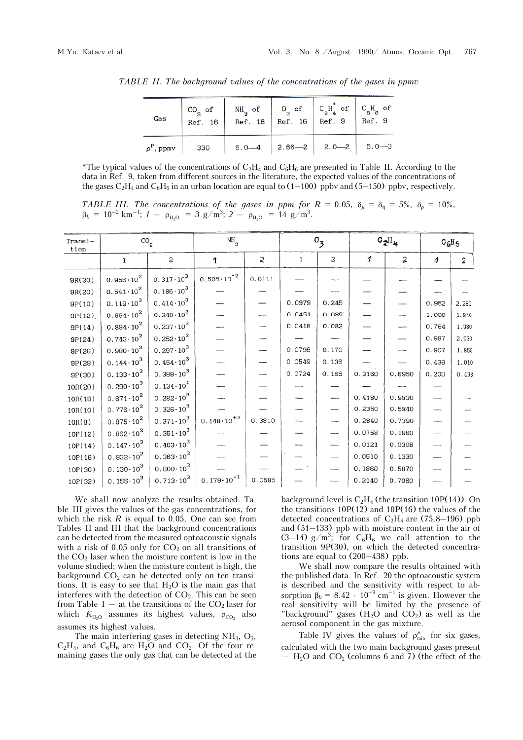*TABLE II. The background values of the concentrations of the gases in ppmv*

| Gas | $CO_2$ of Ref. 16 | $NH_3$ of Ref. 16 | $O_3$ of Ref. 16 | $C_2H_4^*$ of Ref. 9 | $C_6H_6$ of Ref. 9 |
|---|---|---|---|---|---|
| $\rho^P$, ppmv | 330 | 5.0—4 | 2.66—2 | 2.0—2 | 5.0—3 |

*The typical values of the concentrations of $C_2H_4$ and $C_6H_6$ are presented in Table II. According to the data in Ref. 9, taken from different sources in the literature, the expected values of the concentrations of the gases $C_2H_4$ and $C_6H_6$ in an urban location are equal to (1–100) ppbv and (5–150) ppbv, respectively.

*TABLE III. The concentrations of the gases in ppm for $R$ = 0.05, $\delta_y = \delta_\eta$ = 5%, $\delta_\rho$ = 10%, $\beta_b = 10^{-2}$ km$^{-1}$; 1 – $\rho_{H_2O}$ = 3 g/m$^3$; 2 – $\rho_{H_2O}$ = 14 g/m$^3$.*

| Transition | $CO_2$ | | $NH_3$ | | $O_3$ | | $C_2H_4$ | | $C_6H_6$ | |
|---|---|---|---|---|---|---|---|---|---|---|
| | 1 | 2 | 1 | 2 | 1 | 2 | 1 | 2 | 1 | 2 |
| 9R(30) | $0.956 \cdot 10^2$ | $0.317 \cdot 10^3$ | $0.505 \cdot 10^{-2}$ | 0.0111 | — | — | — | — | — | — |
| 9R(20) | $0.541 \cdot 10^2$ | $0.186 \cdot 10^3$ | — | — | — | — | — | — | — | — |
| 9P(10) | $0.119 \cdot 10^3$ | $0.414 \cdot 10^3$ | — | — | 0.0979 | 0.245 | — | — | 0.952 | 2.280 |
| 9P(12) | $0.894 \cdot 10^2$ | $0.240 \cdot 10^3$ | — | — | 0.0451 | 0.089 | — | — | 1.000 | 1.840 |
| 9P(14) | $0.884 \cdot 10^2$ | $0.237 \cdot 10^3$ | — | — | 0.0418 | 0.082 | — | — | 0.764 | 1.380 |
| 9P(24) | $0.743 \cdot 10^2$ | $0.252 \cdot 10^3$ | — | — | — | — | — | — | 0.987 | 2.030 |
| 9P(26) | $0.980 \cdot 10^2$ | $0.297 \cdot 10^3$ | — | — | 0.0796 | 0.170 | — | — | 0.907 | 1.850 |
| 9P(28) | $0.144 \cdot 10^3$ | $0.454 \cdot 10^3$ | — | — | 0.0549 | 0.136 | — | — | 0.439 | 1.010 |
| 9P(30) | $0.133 \cdot 10^3$ | $0.399 \cdot 10^3$ | — | — | 0.0724 | 0.166 | 0.3160 | 0.6950 | 0.200 | 0.438 |
| 10R(20) | $0.290 \cdot 10^3$ | $0.134 \cdot 10^4$ | — | — | — | — | — | — | — | — |
| 10R(18) | $0.671 \cdot 10^2$ | $0.282 \cdot 10^3$ | — | — | — | — | 0.4180 | 0.9830 | — | — |
| 10R(10) | $0.776 \cdot 10^2$ | $0.326 \cdot 10^3$ | — | — | — | — | 0.2350 | 0.5840 | — | — |
| 10R(8) | $0.875 \cdot 10^2$ | $0.371 \cdot 10^3$ | $0.148 \cdot 10^{+0}$ | 0.3810 | — | — | 0.2840 | 0.7390 | — | — |
| 10P(12) | $0.862 \cdot 10^2$ | $0.351 \cdot 10^3$ | — | — | — | — | 0.0758 | 0.1960 | — | — |
| 10P(14) | $0.147 \cdot 10^3$ | $0.403 \cdot 10^3$ | — | — | — | — | 0.0121 | 0.0308 | — | — |
| 10P(16) | $0.932 \cdot 10^2$ | $0.363 \cdot 10^3$ | — | — | — | — | 0.0510 | 0.1330 | — | — |
| 10P(30) | $0.130 \cdot 10^3$ | $0.600 \cdot 10^3$ | — | — | — | — | 0.1860 | 0.5870 | — | — |
| 10P(32) | $0.155 \cdot 10^3$ | $0.713 \cdot 10^3$ | $0.179 \cdot 10^{-1}$ | 0.0585 | — | — | 0.2140 | 0.7060 | — | — |

We shall now analyze the results obtained. Table III gives the values of the gas concentrations, for which the risk $R$ is equal to 0.05. One can see from Tables II and III that the background concentrations can be detected from the measured optoacoustic signals with a risk of 0.05 only for $CO_2$ on all transitions of the $CO_2$ laser when the moisture content is low in the volume studied; when the moisture content is high, the background $CO_2$ can be detected only on ten transitions. It is easy to see that $H_2O$ is the main gas that interferes with the detection of $CO_2$. This can be seen from Table I – at the transitions of the $CO_2$ laser for which $K_{H_2O}$ assumes its highest values, $\rho_{CO_2}$ also assumes its highest values.

The main interfering gases in detecting $NH_3$, $O_3$, $C_2H_4$, and $C_6H_6$ are $H_2O$ and $CO_2$. Of the four remaining gases the only gas that can be detected at the background level is $C_2H_4$ (the transition 10P(14)). On the transitions 10P(12) and 10P(16) the values of the detected concentrations of $C_2H_4$ are (75.8–196) ppb and (51–133) ppb with moisture content in the air of (3–14) g/m$^3$; for $C_6H_6$ we call attention to the transition 9P(30), on which the detected concentrations are equal to (200–438) ppb.

We shall now compare the results obtained with the published data. In Ref. 20 the optoacoustic system is described and the sensitivity with respect to absorption $\beta_b = 8.42 \cdot 10^{-9}$ cm$^{-1}$ is given. However the real sensitivity will be limited by the presence of "background" gases ($H_2O$ and $CO_2$) as well as the aerosol component in the gas mixture.

Table IV gives the values of $\rho^p_{min}$ for six gases, calculated with the two main background gases present – $H_2O$ and $CO_2$ (columns 6 and 7) (the effect of the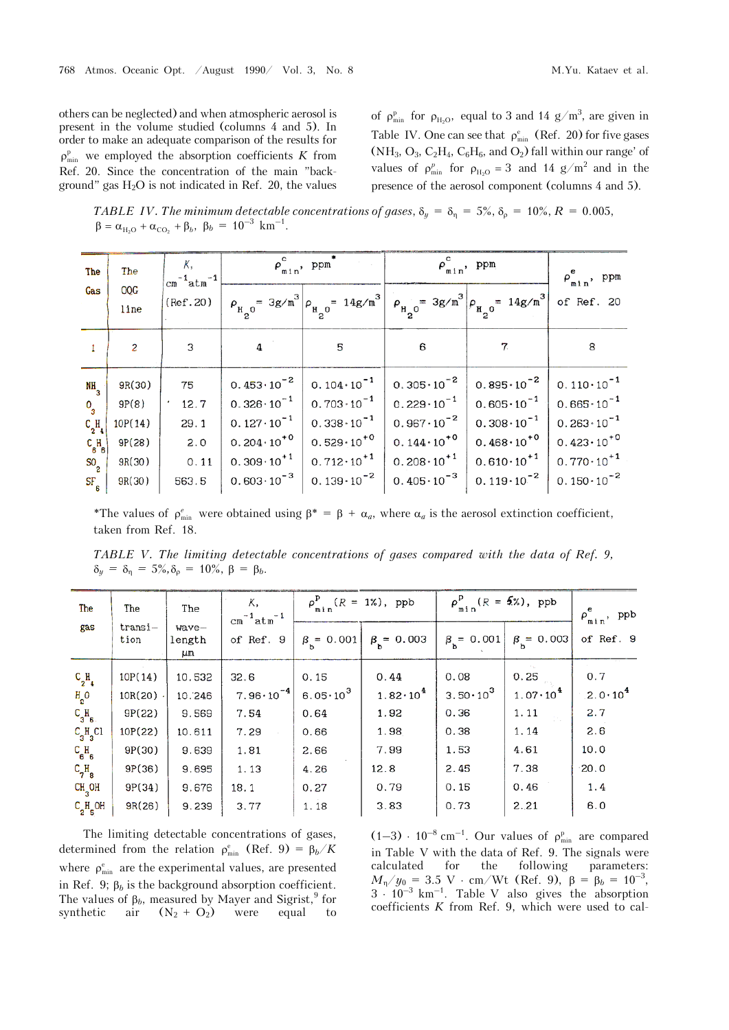others can be neglected) and when atmospheric aerosol is present in the volume studied (columns 4 and 5). In order to make an adequate comparison of the results for $\rho^{p}_{\min}$ we employed the absorption coefficients $K$ from Ref. 20. Since the concentration of the main "background" gas $H_2O$ is not indicated in Ref. 20, the values of $\rho^{p}_{\min}$ for $\rho_{H_2O}$, equal to 3 and 14 g/m$^3$, are given in Table IV. One can see that $\rho^{e}_{\min}$ (Ref. 20) for five gases ($NH_3$, $O_3$, $C_2H_4$, $C_6H_6$, and $O_2$) fall within our range' of values of $\rho^{p}_{\min}$ for $\rho_{H_2O} = 3$ and 14 g/m$^2$ and in the presence of the aerosol component (columns 4 and 5).

*TABLE IV. The minimum detectable concentrations of gases, $\delta_y = \delta_\eta = 5\%$, $\delta_\rho = 10\%$, $R = 0.005$, $\beta = \alpha_{H_2O} + \alpha_{CO_2} + \beta_b$, $\beta_b = 10^{-3}$ km$^{-1}$.*

| The Gas | The OQG line | $K$, cm$^{-1}$atm$^{-1}$ (Ref. 20) | $\rho^{c}_{\min}$, ppm* | | $\rho^{c}_{\min}$, ppm | | $\rho^{e}_{\min}$, ppm of Ref. 20 |
|---|---|---|---|---|---|---|---|
| | | | $\rho_{H_2O} = 3$g/m$^3$ | $\rho_{H_2O} = 14$g/m$^3$ | $\rho_{H_2O} = 3$g/m$^3$ | $\rho_{H_2O} = 14$g/m$^3$ | |
| 1 | 2 | 3 | 4 | 5 | 6 | 7 | 8 |
| $NH_3$ | 9R(30) | 75 | $0.453\cdot10^{-2}$ | $0.104\cdot10^{-1}$ | $0.305\cdot10^{-2}$ | $0.895\cdot10^{-2}$ | $0.110\cdot10^{-1}$ |
| $O_3$ | 9P(8) | 12.7 | $0.326\cdot10^{-1}$ | $0.703\cdot10^{-1}$ | $0.229\cdot10^{-1}$ | $0.605\cdot10^{-1}$ | $0.665\cdot10^{-1}$ |
| $C_2H_4$ | 10P(14) | 29.1 | $0.127\cdot10^{-1}$ | $0.338\cdot10^{-1}$ | $0.967\cdot10^{-2}$ | $0.308\cdot10^{-1}$ | $0.263\cdot10^{-1}$ |
| $C_6H_6$ | 9P(28) | 2.0 | $0.204\cdot10^{+0}$ | $0.529\cdot10^{+0}$ | $0.144\cdot10^{+0}$ | $0.468\cdot10^{+0}$ | $0.423\cdot10^{+0}$ |
| $SO_2$ | 9R(30) | 0.11 | $0.309\cdot10^{+1}$ | $0.712\cdot10^{+1}$ | $0.208\cdot10^{+1}$ | $0.610\cdot10^{+1}$ | $0.770\cdot10^{+1}$ |
| $SF_6$ | 9R(30) | 563.5 | $0.603\cdot10^{-3}$ | $0.139\cdot10^{-2}$ | $0.405\cdot10^{-3}$ | $0.119\cdot10^{-2}$ | $0.150\cdot10^{-2}$ |

*The values of $\rho^{e}_{\min}$ were obtained using $\beta^* = \beta + \alpha_a$, where $\alpha_a$ is the aerosol extinction coefficient, taken from Ref. 18.

*TABLE V. The limiting detectable concentrations of gases compared with the data of Ref. 9, $\delta_y = \delta_\eta = 5\%$, $\delta_\rho = 10\%$, $\beta = \beta_b$.*

| The gas | The transition | The wavelength μm | $K$, cm$^{-1}$atm$^{-1}$ of Ref. 9 | $\rho^{p}_{\min}$ ($R$ = 1%), ppb | | $\rho^{p}_{\min}$ ($R$ = 5%), ppb | | $\rho^{e}_{\min}$, ppb of Ref. 9 |
|---|---|---|---|---|---|---|---|---|
| | | | | $\beta_b = 0.001$ | $\beta_b = 0.003$ | $\beta_b = 0.001$ | $\beta_b = 0.003$ | |
| $C_2H_4$ | 10P(14) | 10.532 | 32.6 | 0.15 | 0.44 | 0.08 | 0.25 | 0.7 |
| $H_2O$ | 10R(20) | 10.246 | $7.96\cdot10^{-4}$ | $6.05\cdot10^{3}$ | $1.82\cdot10^{4}$ | $3.50\cdot10^{3}$ | $1.07\cdot10^{4}$ | $2.0\cdot10^{4}$ |
| $C_3H_6$ | 9P(22) | 9.569 | 7.54 | 0.64 | 1.92 | 0.36 | 1.11 | 2.7 |
| $C_3H_5Cl$ | 10P(22) | 10.611 | 7.29 | 0.66 | 1.98 | 0.38 | 1.14 | 2.6 |
| $C_6H_6$ | 9P(30) | 9.639 | 1.81 | 2.66 | 7.99 | 1.53 | 4.61 | 10.0 |
| $C_7H_8$ | 9P(36) | 9.695 | 1.13 | 4.26 | 12.8 | 2.45 | 7.38 | 20.0 |
| $CH_3OH$ | 9P(34) | 9.676 | 18.1 | 0.27 | 0.79 | 0.15 | 0.46 | 1.4 |
| $C_2H_5OH$ | 9R(26) | 9.239 | 3.77 | 1.18 | 3.83 | 0.73 | 2.21 | 6.0 |

The limiting detectable concentrations of gases, determined from the relation $\rho^{e}_{\min}$ (Ref. 9) $= \beta_b/K$ where $\rho^{e}_{\min}$ are the experimental values, are presented in Ref. 9; $\beta_b$ is the background absorption coefficient. The values of $\beta_b$, measured by Mayer and Sigrist,[9] for synthetic air ($N_2 + O_2$) were equal to $(1\text{–}3)\cdot10^{-8}$ cm$^{-1}$. Our values of $\rho^{p}_{\min}$ are compared in Table V with the data of Ref. 9. The signals were calculated for the following parameters: $M_\eta/y_0 = 3.5$ V $\cdot$ cm/Wt (Ref. 9), $\beta = \beta_b = 10^{-3}$, $3\cdot10^{-3}$ km$^{-1}$. Table V also gives the absorption coefficients $K$ from Ref. 9, which were used to cal-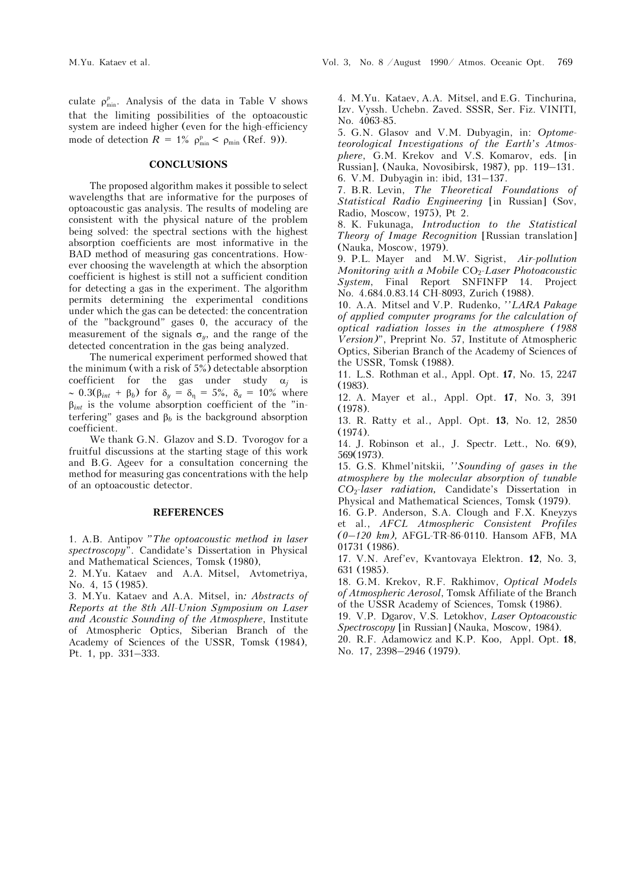culate $\rho^{p}_{min}$. Analysis of the data in Table V shows that the limiting possibilities of the optoacoustic system are indeed higher (even for the high-efficiency mode of detection $R = 1\%$ $\rho^{p}_{min} < \rho_{min}$ (Ref. 9)).

## CONCLUSIONS

The proposed algorithm makes it possible to select wavelengths that are informative for the purposes of optoacoustic gas analysis. The results of modeling are consistent with the physical nature of the problem being solved: the spectral sections with the highest absorption coefficients are most informative in the BAD method of measuring gas concentrations. However choosing the wavelength at which the absorption coefficient is highest is still not a sufficient condition for detecting a gas in the experiment. The algorithm permits determining the experimental conditions under which the gas can be detected: the concentration of the "background" gases 0, the accuracy of the measurement of the signals $\sigma_y$, and the range of the detected concentration in the gas being analyzed.

The numerical experiment performed showed that the minimum (with a risk of 5%) detectable absorption coefficient for the gas under study $\alpha_j$ is $\sim 0.3(\beta_{int} + \beta_b)$ for $\delta_y = \delta_\eta = 5\%$, $\delta_a = 10\%$ where $\beta_{int}$ is the volume absorption coefficient of the "interfering" gases and $\beta_b$ is the background absorption coefficient.

We thank G.N. Glazov and S.D. Tvorogov for a fruitful discussions at the starting stage of this work and B.G. Ageev for a consultation concerning the method for measuring gas concentrations with the help of an optoacoustic detector.

## REFERENCES

1. A.B. Antipov *"The optoacoustic method in laser spectroscopy"*. Candidate's Dissertation in Physical and Mathematical Sciences, Tomsk (1980),
2. M.Yu. Kataev and A.A. Mitsel, Avtometriya, No. 4, 15 (1985).
3. M.Yu. Kataev and A.A. Mitsel, in*: Abstracts of Reports at the 8th All-Union Symposium on Laser and Acoustic Sounding of the Atmosphere*, Institute of Atmospheric Optics, Siberian Branch of the Academy of Sciences of the USSR, Tomsk (1984), Pt. 1, pp. 331–333.
4. M.Yu. Kataev, A.A. Mitsel, and E.G. Tinchurina, Izv. Vyssh. Uchebn. Zaved. SSSR, Ser. Fiz. VINITI, No. 4063-85.
5. G.N. Glasov and V.M. Dubyagin, in: *Optometeorological Investigations of the Earth's Atmosphere*, G.M. Krekov and V.S. Komarov, eds. [in Russian], (Nauka, Novosibirsk, 1987), pp. 119–131.
6. V.M. Dubyagin in: ibid, 131–137.
7. B.R. Levin, *The Theoretical Foundations of Statistical Radio Engineering* [in Russian] (Sov, Radio, Moscow, 1975), Pt 2.
8. K. Fukunaga, *Introduction to the Statistical Theory of Image Recognition* [Russian translation] (Nauka, Moscow, 1979).
9. P.L. Mayer and M.W. Sigrist, *Air-pollution Monitoring with a Mobile* $CO_2$*-Laser Photoacoustic System*, Final Report SNFINFP 14. Project No. 4.684.0.83.14 CH-8093, Zurich (1988).
10. A.A. Mitsel and V.P. Rudenko, *''LARA Pakage of applied computer programs for the calculation of optical radiation losses in the atmosphere (1988 Version)*", Preprint No. 57, Institute of Atmospheric Optics, Siberian Branch of the Academy of Sciences of the USSR, Tomsk (1988).
11. L.S. Rothman et al., Appl. Opt. **17**, No. 15, 2247 (1983).
12. A. Mayer et al., Appl. Opt. **17**, No. 3, 391 (1978).
13. R. Ratty et al., Appl. Opt. **13**, No. 12, 2850 (1974).
14. J. Robinson et al., J. Spectr. Lett., No. 6(9), 569(1973).
15. G.S. Khmel'nitskii*, ''Sounding of gases in the atmosphere by the molecular absorption of tunable* $CO_2$*-laser radiation,* Candidate's Dissertation in Physical and Mathematical Sciences, Tomsk (1979).
16. G.P. Anderson, S.A. Clough and F.X. Kneyzys et al., *AFCL Atmospheric Consistent Profiles (0–120 km)*, AFGL-TR-86-0110. Hansom AFB, MA 01731 (1986).
17. V.N. Aref'ev, Kvantovaya Elektron. **12**, No. 3, 631 (1985).
18. G.M. Krekov, R.F. Rakhimov, *Optical Models of Atmospheric Aerosol*, Tomsk Affiliate of the Branch of the USSR Academy of Sciences, Tomsk (1986).
19. V.P. Dgarov, V.S. Letokhov, *Laser Optoacoustic Spectroscopy* [in Russian] (Nauka, Moscow, 1984).
20. R.F. Adamowicz and K.P. Koo, Appl. Opt. **18**, No. 17, 2398–2946 (1979).